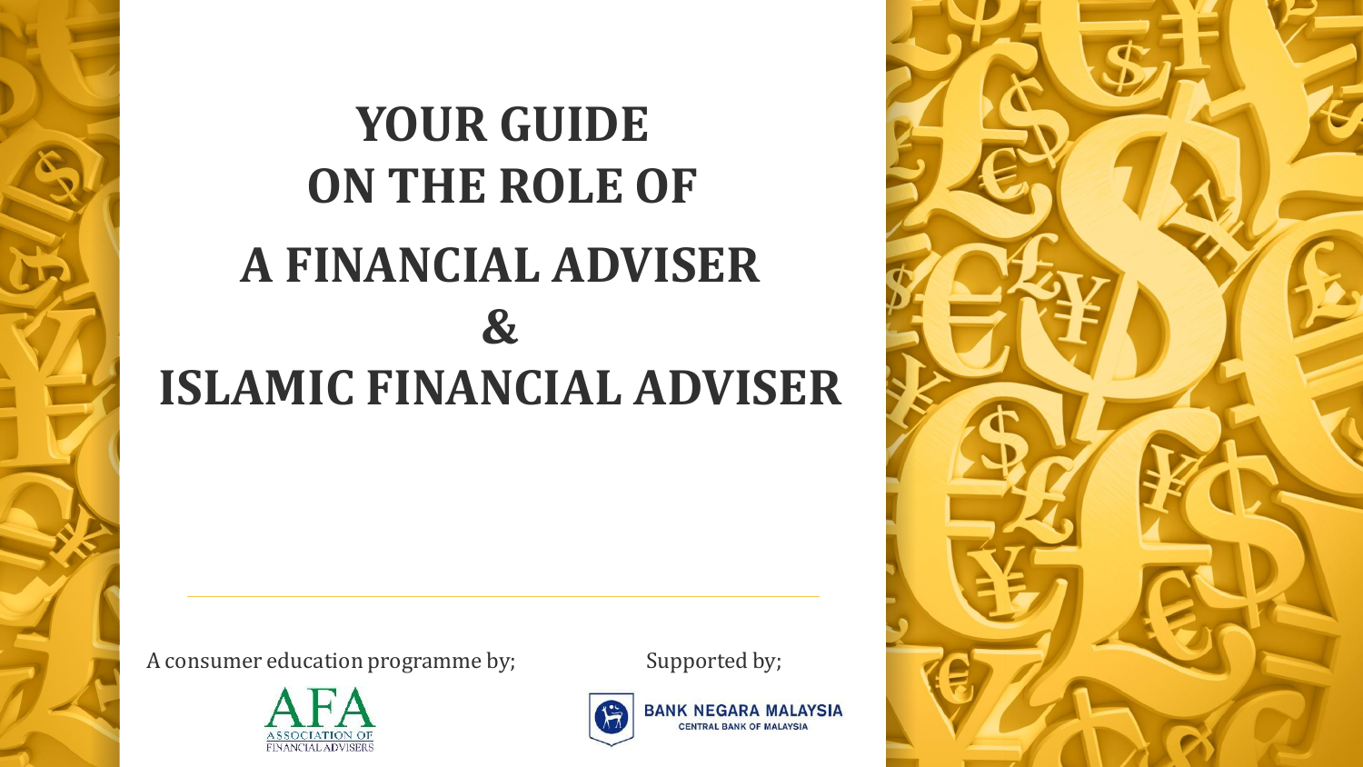# YOUR GUIDE ON THE ROLE OF A FINANCIAL ADVISER & ISLAMIC FINANCIAL ADVISER

A consumer education programme by;

AFA ASSOCIATION OF FINANCIAL ADVISERS

Supported by;

BANK NEGARA MALAYSIA CENTRAL BANK OF MALAYSIA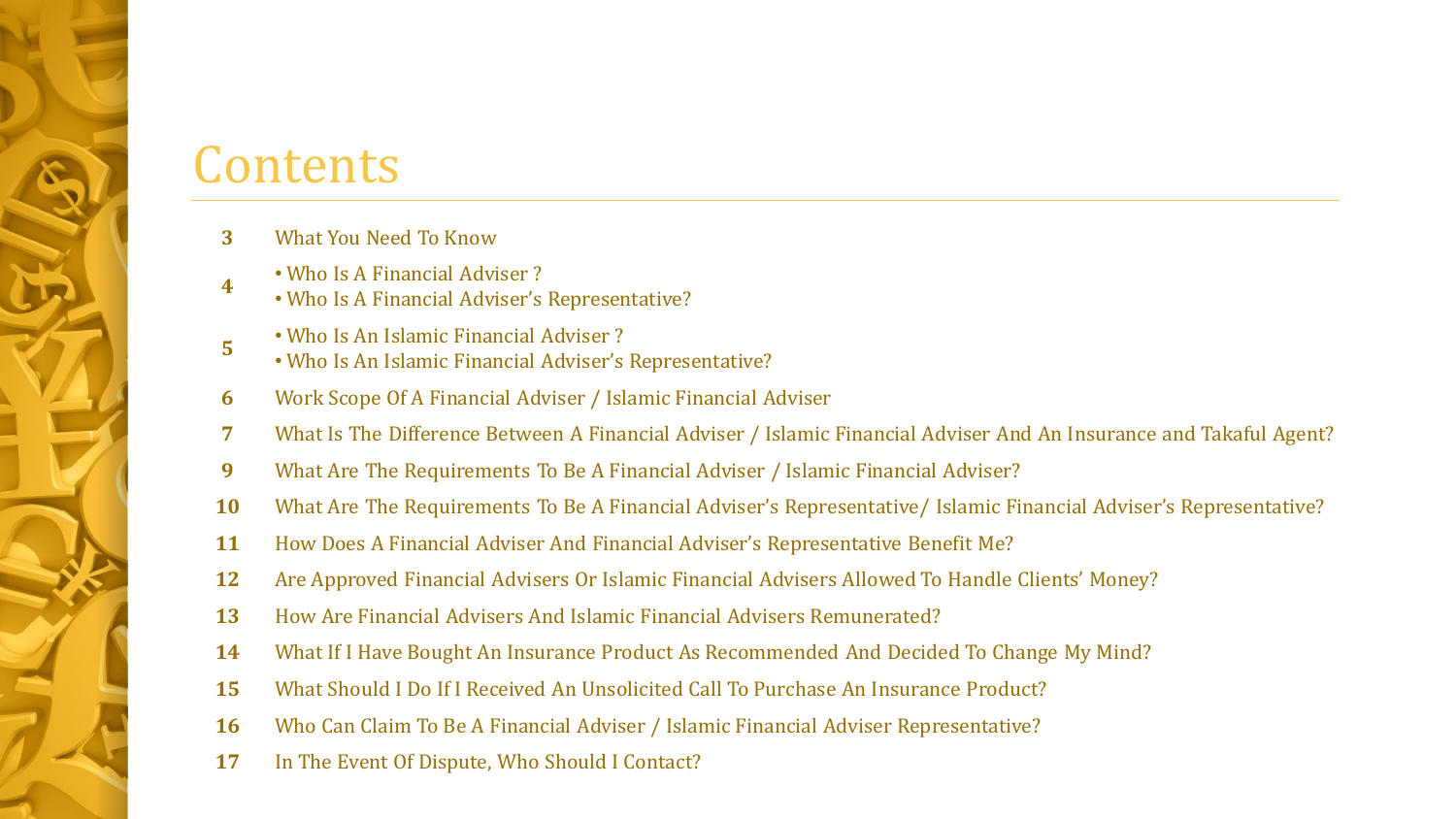# Contents

| | |
|---|---|
| **3** | What You Need To Know |
| **4** | • Who Is A Financial Adviser ?<br>• Who Is A Financial Adviser's Representative? |
| **5** | • Who Is An Islamic Financial Adviser ?<br>• Who Is An Islamic Financial Adviser's Representative? |
| **6** | Work Scope Of A Financial Adviser / Islamic Financial Adviser |
| **7** | What Is The Difference Between A Financial Adviser / Islamic Financial Adviser And An Insurance and Takaful Agent? |
| **9** | What Are The Requirements To Be A Financial Adviser / Islamic Financial Adviser? |
| **10** | What Are The Requirements To Be A Financial Adviser's Representative/ Islamic Financial Adviser's Representative? |
| **11** | How Does A Financial Adviser And Financial Adviser's Representative Benefit Me? |
| **12** | Are Approved Financial Advisers Or Islamic Financial Advisers Allowed To Handle Clients' Money? |
| **13** | How Are Financial Advisers And Islamic Financial Advisers Remunerated? |
| **14** | What If I Have Bought An Insurance Product As Recommended And Decided To Change My Mind? |
| **15** | What Should I Do If I Received An Unsolicited Call To Purchase An Insurance Product? |
| **16** | Who Can Claim To Be A Financial Adviser / Islamic Financial Adviser Representative? |
| **17** | In The Event Of Dispute, Who Should I Contact? |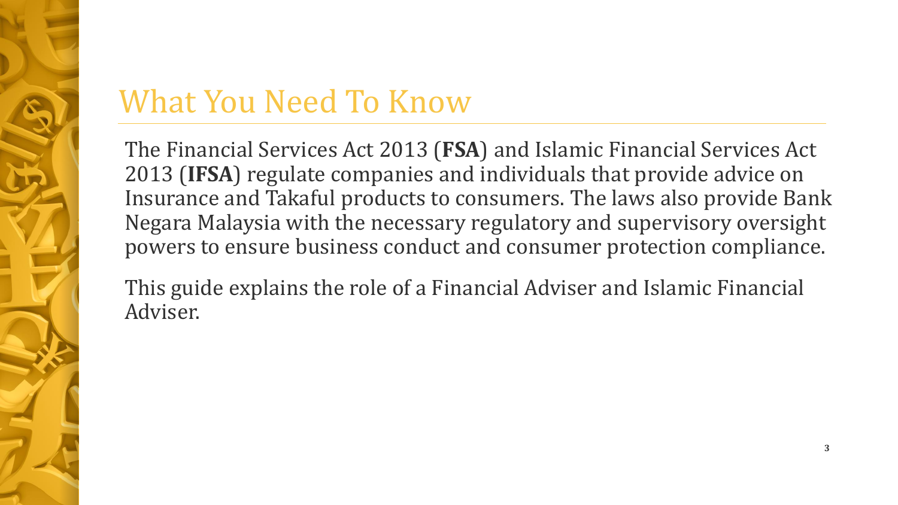# What You Need To Know

The Financial Services Act 2013 (**FSA**) and Islamic Financial Services Act 2013 (**IFSA**) regulate companies and individuals that provide advice on Insurance and Takaful products to consumers. The laws also provide Bank Negara Malaysia with the necessary regulatory and supervisory oversight powers to ensure business conduct and consumer protection compliance.

This guide explains the role of a Financial Adviser and Islamic Financial Adviser.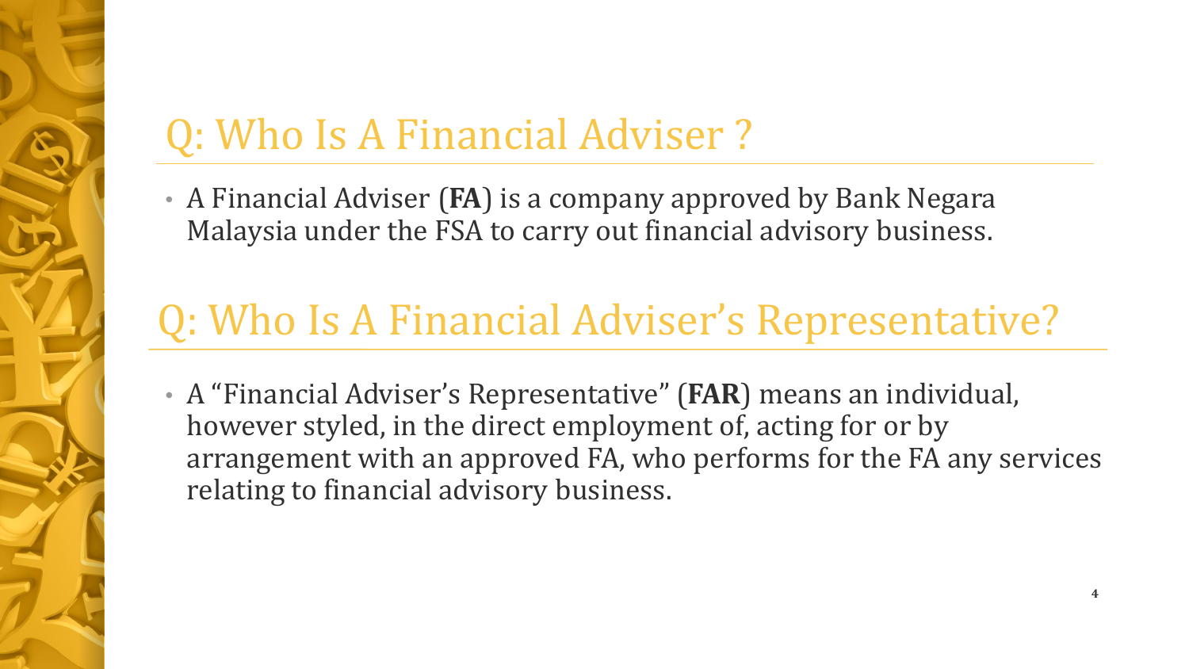## Q: Who Is A Financial Adviser ?

- A Financial Adviser (**FA**) is a company approved by Bank Negara Malaysia under the FSA to carry out financial advisory business.

## Q: Who Is A Financial Adviser's Representative?

- A "Financial Adviser's Representative" (**FAR**) means an individual, however styled, in the direct employment of, acting for or by arrangement with an approved FA, who performs for the FA any services relating to financial advisory business.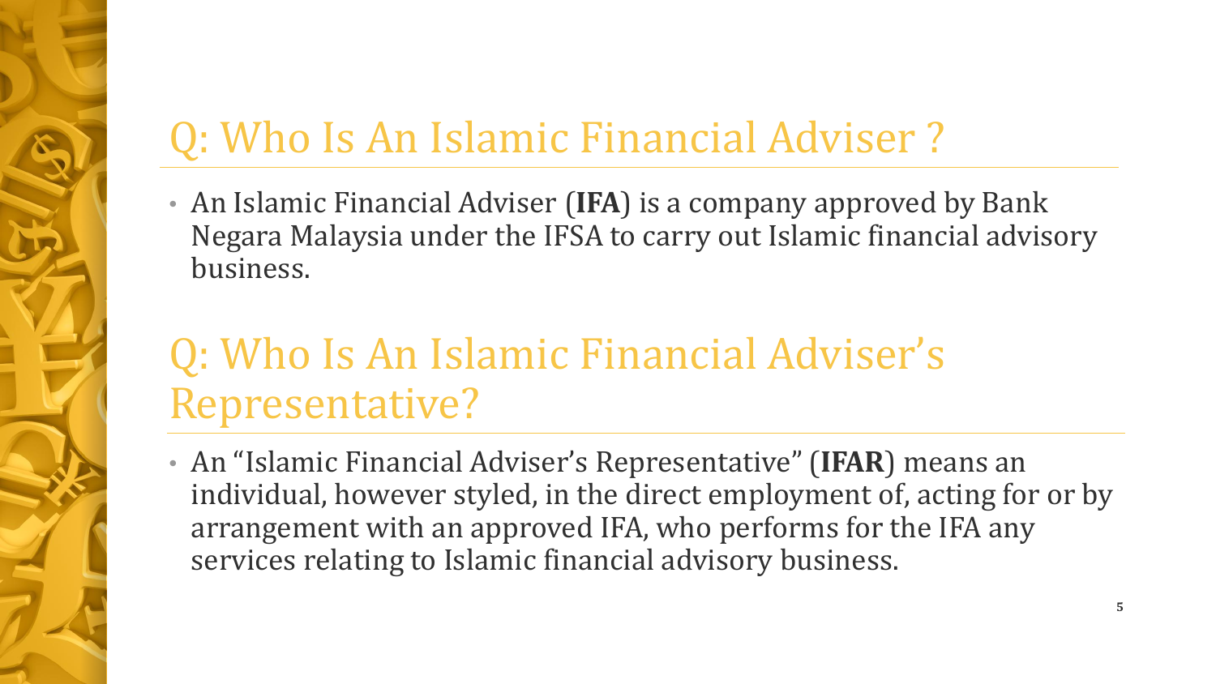## Q: Who Is An Islamic Financial Adviser ?

- An Islamic Financial Adviser (**IFA**) is a company approved by Bank Negara Malaysia under the IFSA to carry out Islamic financial advisory business.

## Q: Who Is An Islamic Financial Adviser's Representative?

- An "Islamic Financial Adviser's Representative" (**IFAR**) means an individual, however styled, in the direct employment of, acting for or by arrangement with an approved IFA, who performs for the IFA any services relating to Islamic financial advisory business.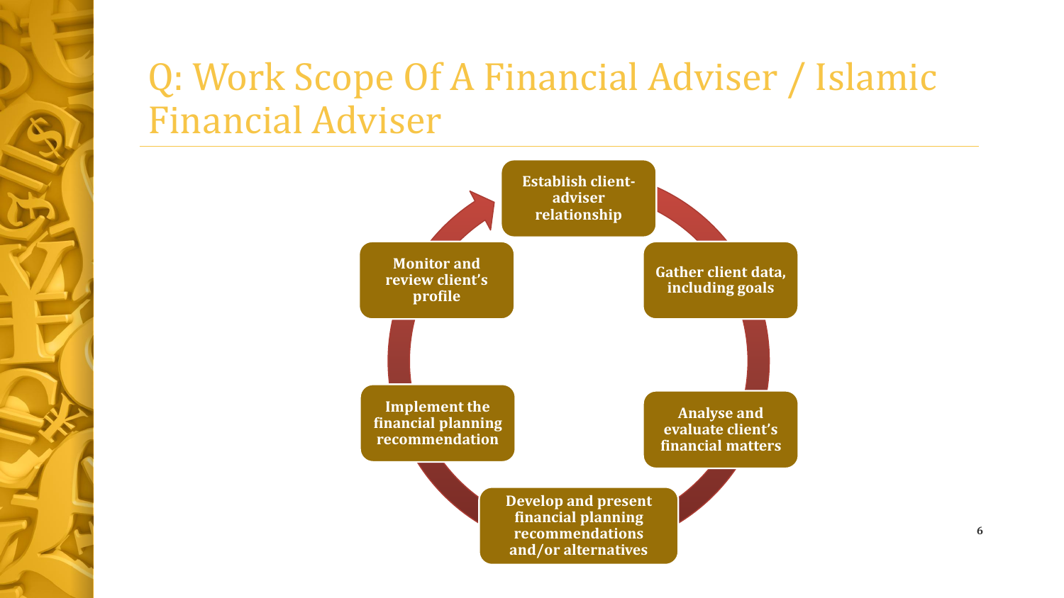# Q: Work Scope Of A Financial Adviser / Islamic Financial Adviser

1. Establish client-adviser relationship
2. Gather client data, including goals
3. Analyse and evaluate client's financial matters
4. Develop and present financial planning recommendations and/or alternatives
5. Implement the financial planning recommendation
6. Monitor and review client's profile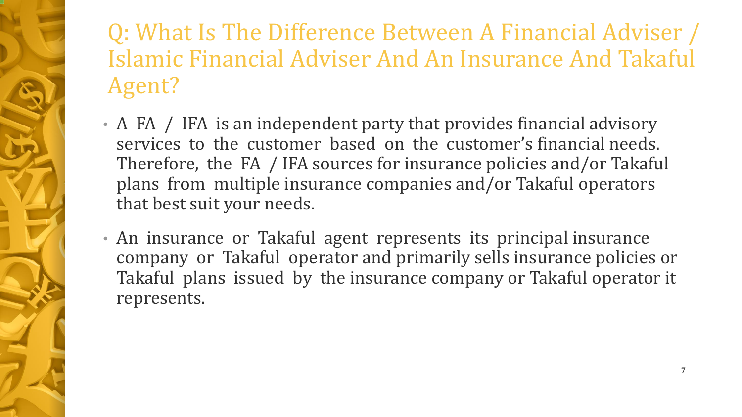# Q: What Is The Difference Between A Financial Adviser / Islamic Financial Adviser And An Insurance And Takaful Agent?

- A FA / IFA is an independent party that provides financial advisory services to the customer based on the customer's financial needs. Therefore, the FA / IFA sources for insurance policies and/or Takaful plans from multiple insurance companies and/or Takaful operators that best suit your needs.
- An insurance or Takaful agent represents its principal insurance company or Takaful operator and primarily sells insurance policies or Takaful plans issued by the insurance company or Takaful operator it represents.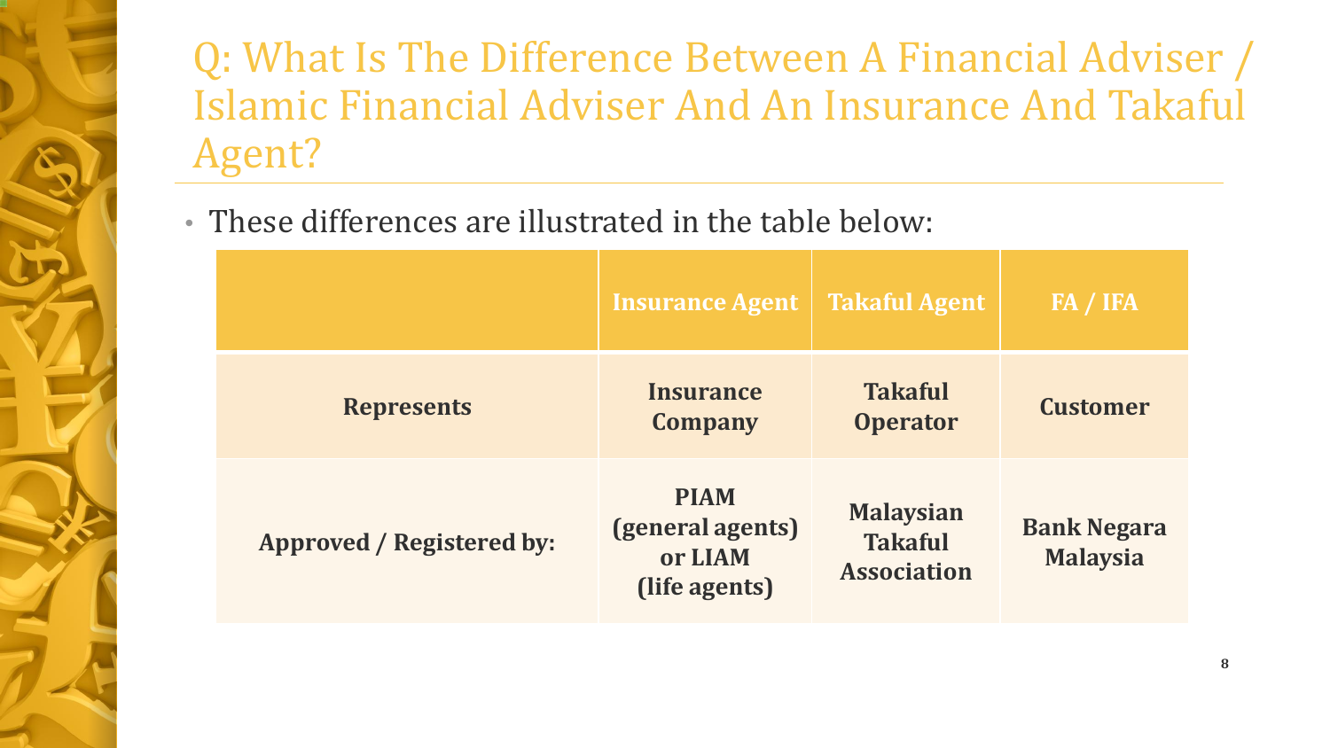# Q: What Is The Difference Between A Financial Adviser / Islamic Financial Adviser And An Insurance And Takaful Agent?

- These differences are illustrated in the table below:

| | Insurance Agent | Takaful Agent | FA / IFA |
|---|---|---|---|
| **Represents** | **Insurance Company** | **Takaful Operator** | **Customer** |
| **Approved / Registered by:** | **PIAM (general agents) or LIAM (life agents)** | **Malaysian Takaful Association** | **Bank Negara Malaysia** |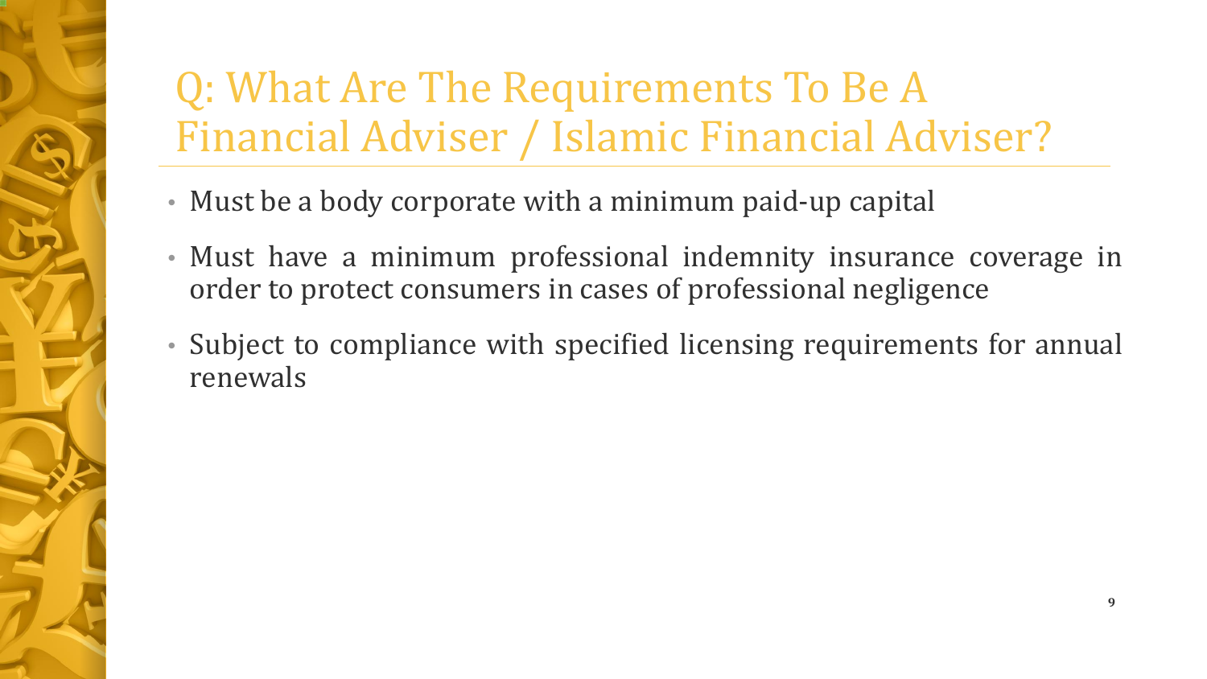# Q: What Are The Requirements To Be A Financial Adviser / Islamic Financial Adviser?

- Must be a body corporate with a minimum paid-up capital
- Must have a minimum professional indemnity insurance coverage in order to protect consumers in cases of professional negligence
- Subject to compliance with specified licensing requirements for annual renewals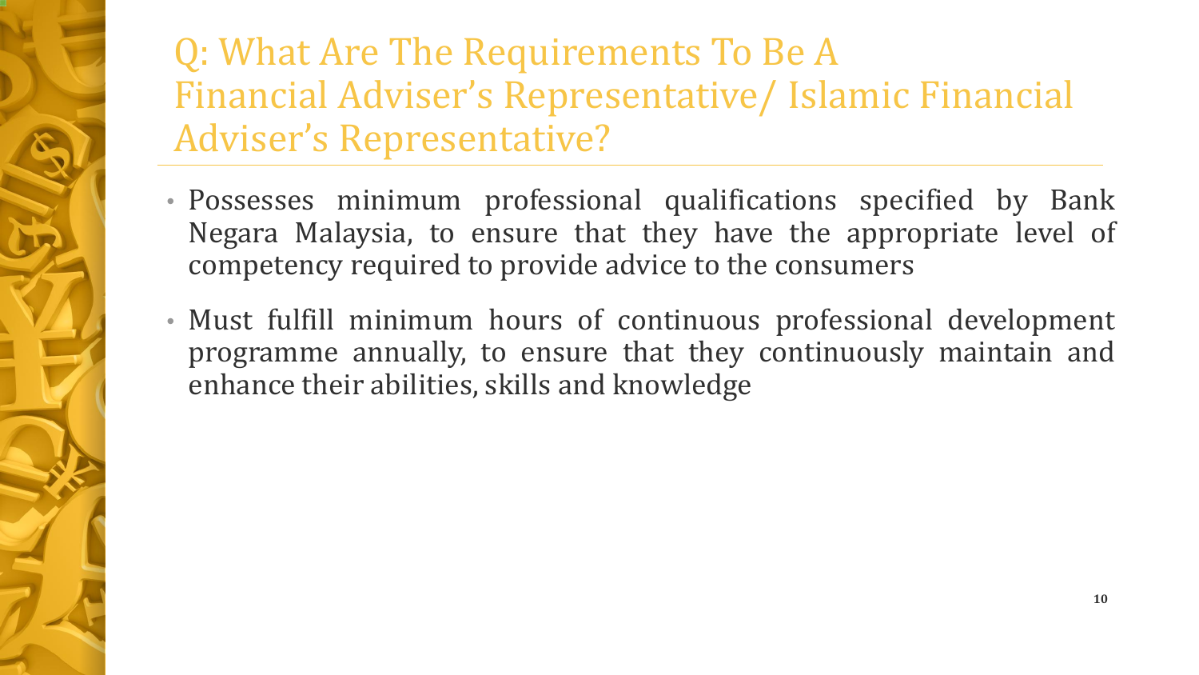# Q: What Are The Requirements To Be A Financial Adviser's Representative/ Islamic Financial Adviser's Representative?

- Possesses minimum professional qualifications specified by Bank Negara Malaysia, to ensure that they have the appropriate level of competency required to provide advice to the consumers
- Must fulfill minimum hours of continuous professional development programme annually, to ensure that they continuously maintain and enhance their abilities, skills and knowledge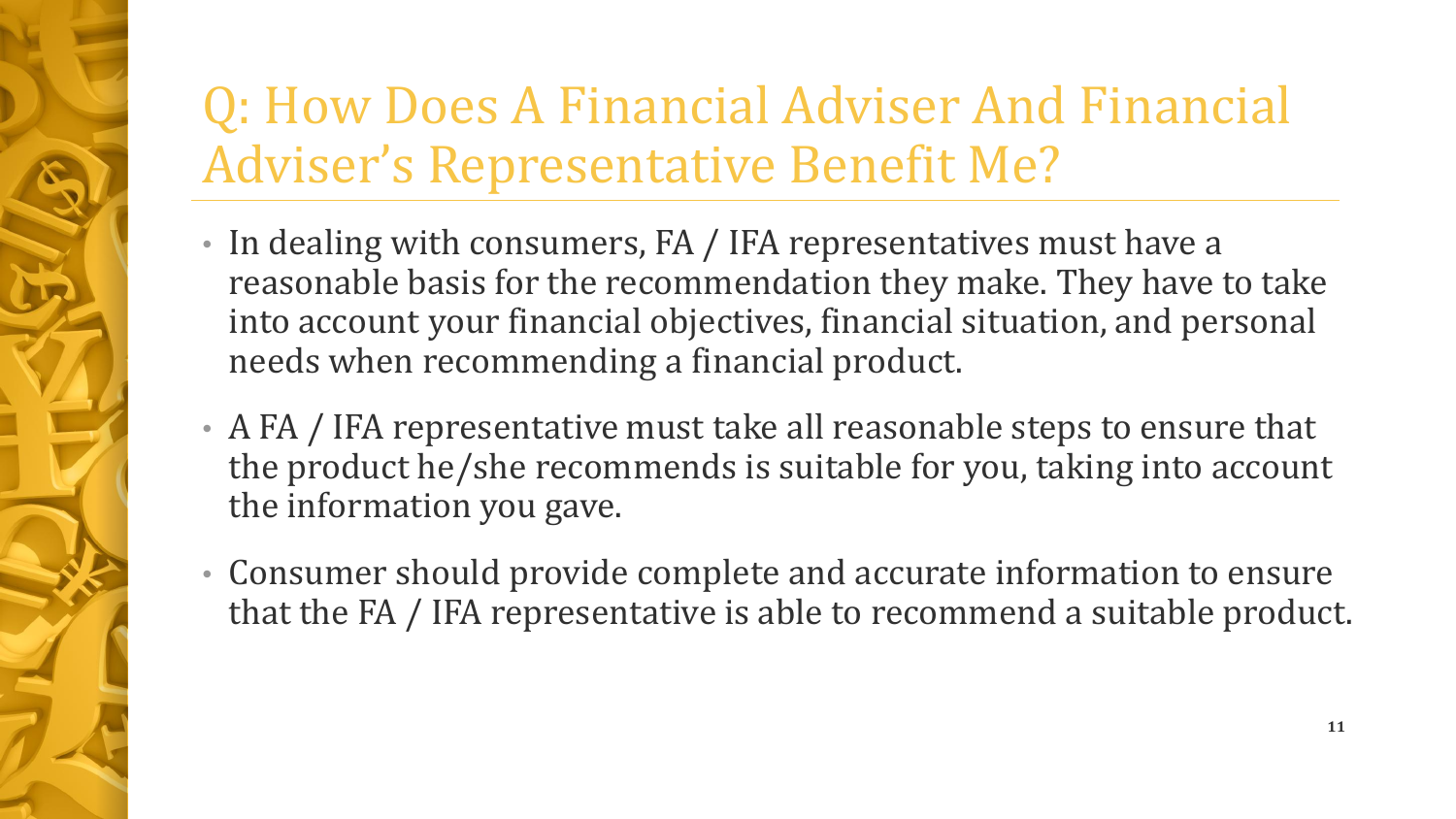# Q: How Does A Financial Adviser And Financial Adviser's Representative Benefit Me?

- In dealing with consumers, FA / IFA representatives must have a reasonable basis for the recommendation they make. They have to take into account your financial objectives, financial situation, and personal needs when recommending a financial product.
- A FA / IFA representative must take all reasonable steps to ensure that the product he/she recommends is suitable for you, taking into account the information you gave.
- Consumer should provide complete and accurate information to ensure that the FA / IFA representative is able to recommend a suitable product.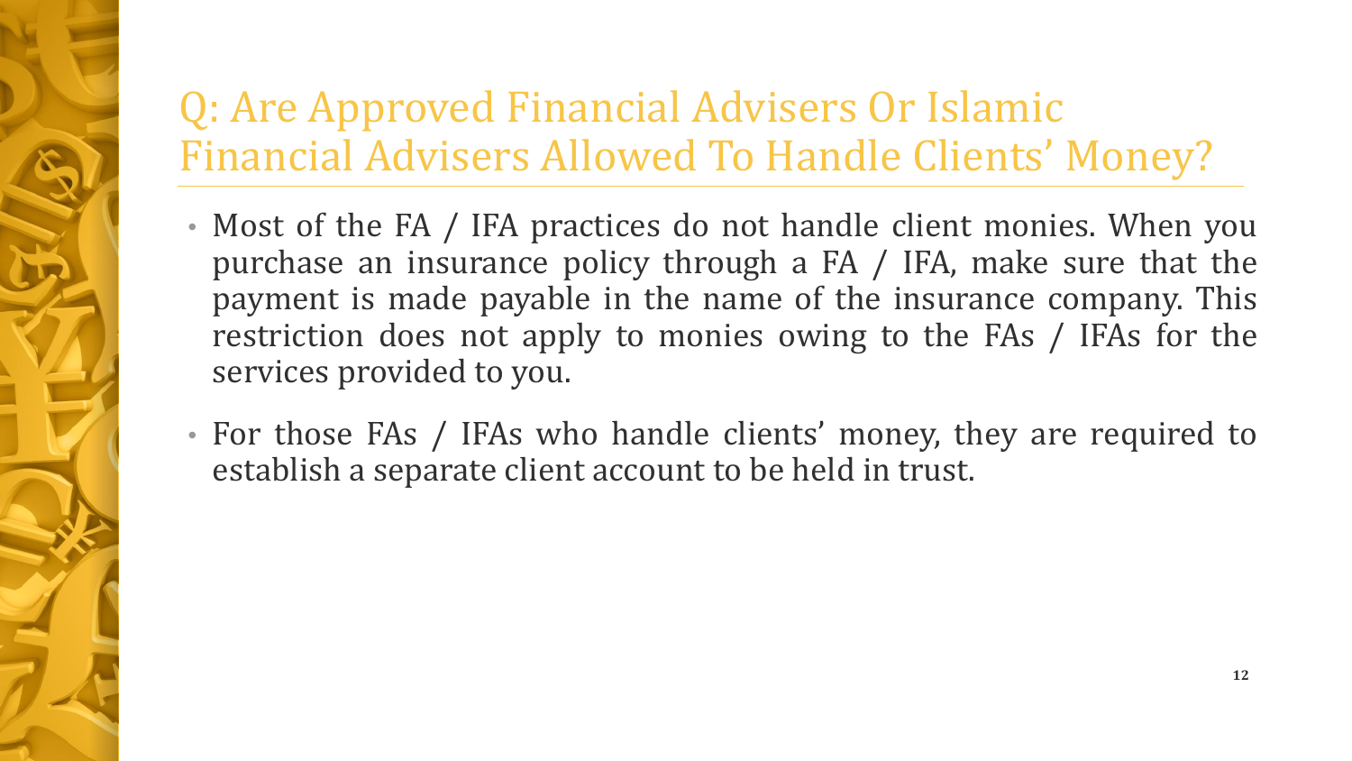## Q: Are Approved Financial Advisers Or Islamic Financial Advisers Allowed To Handle Clients' Money?

- Most of the FA / IFA practices do not handle client monies. When you purchase an insurance policy through a FA / IFA, make sure that the payment is made payable in the name of the insurance company. This restriction does not apply to monies owing to the FAs / IFAs for the services provided to you.
- For those FAs / IFAs who handle clients' money, they are required to establish a separate client account to be held in trust.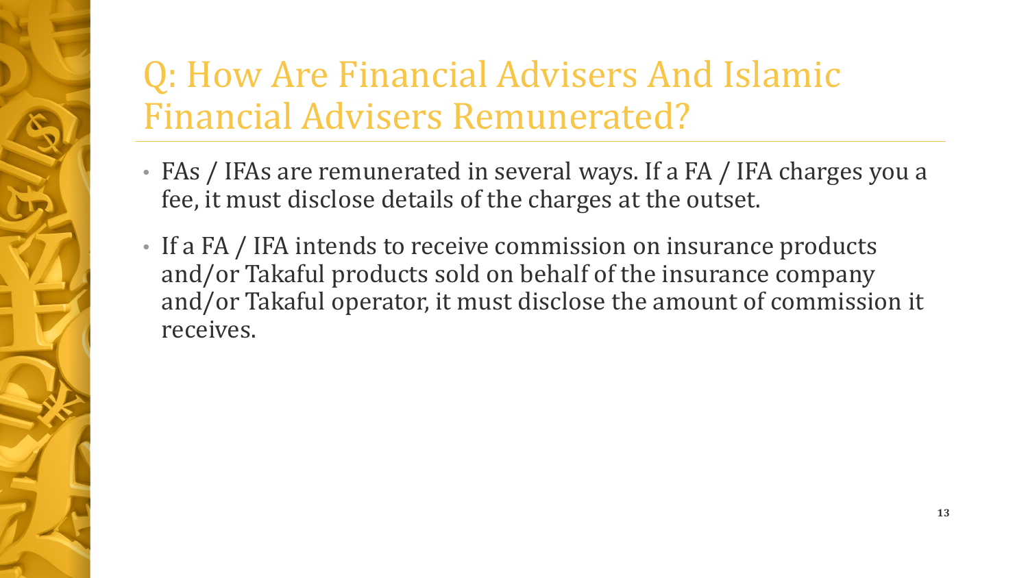# Q: How Are Financial Advisers And Islamic Financial Advisers Remunerated?

- FAs / IFAs are remunerated in several ways. If a FA / IFA charges you a fee, it must disclose details of the charges at the outset.
- If a FA / IFA intends to receive commission on insurance products and/or Takaful products sold on behalf of the insurance company and/or Takaful operator, it must disclose the amount of commission it receives.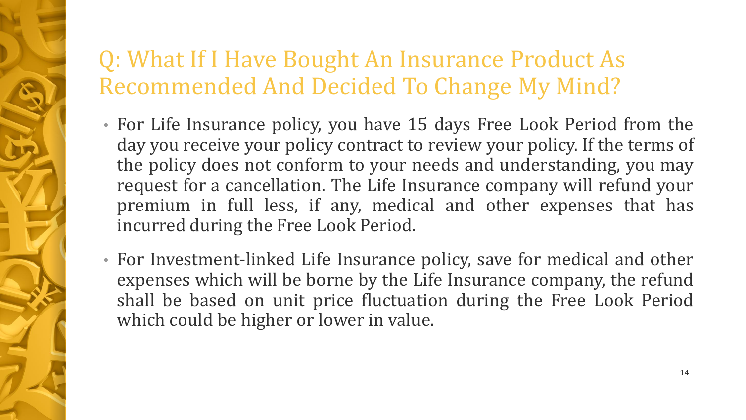# Q: What If I Have Bought An Insurance Product As Recommended And Decided To Change My Mind?

- For Life Insurance policy, you have 15 days Free Look Period from the day you receive your policy contract to review your policy. If the terms of the policy does not conform to your needs and understanding, you may request for a cancellation. The Life Insurance company will refund your premium in full less, if any, medical and other expenses that has incurred during the Free Look Period.
- For Investment-linked Life Insurance policy, save for medical and other expenses which will be borne by the Life Insurance company, the refund shall be based on unit price fluctuation during the Free Look Period which could be higher or lower in value.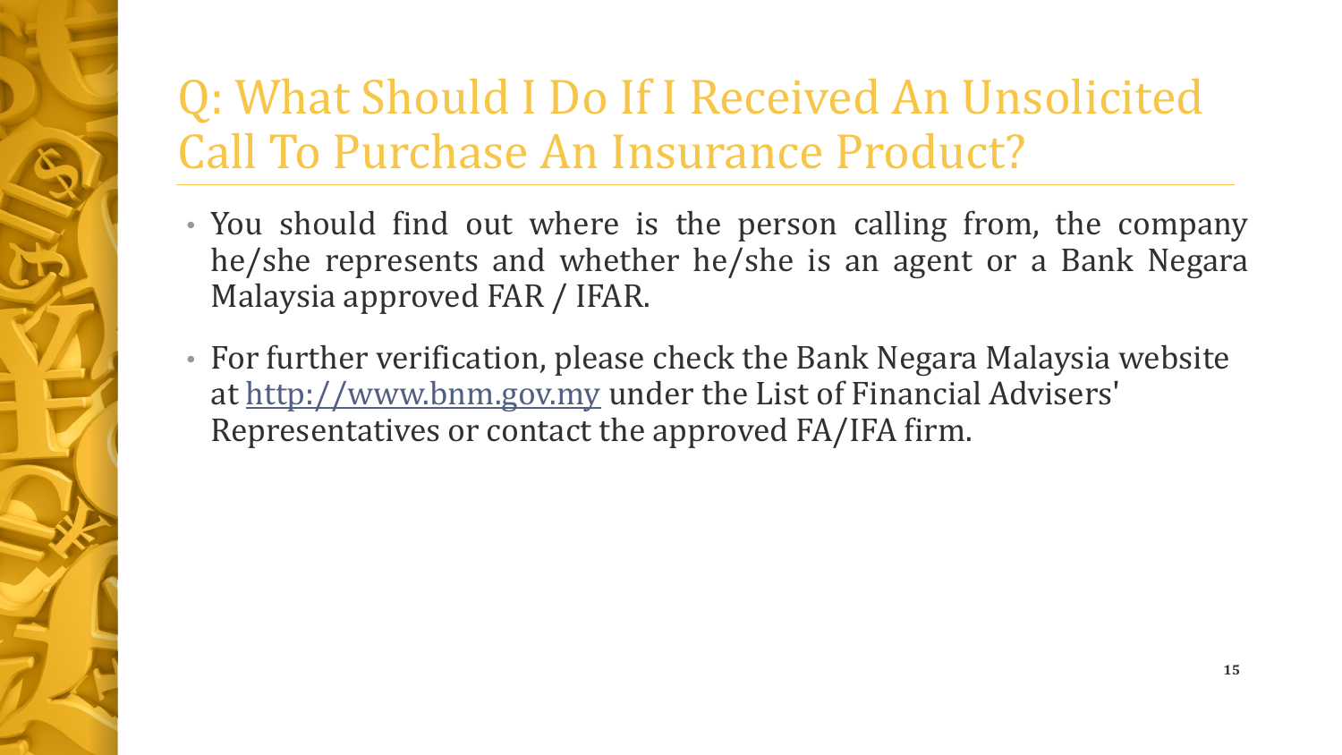# Q: What Should I Do If I Received An Unsolicited Call To Purchase An Insurance Product?

- You should find out where is the person calling from, the company he/she represents and whether he/she is an agent or a Bank Negara Malaysia approved FAR / IFAR.
- For further verification, please check the Bank Negara Malaysia website at [http://www.bnm.gov.my](http://www.bnm.gov.my) under the List of Financial Advisers' Representatives or contact the approved FA/IFA firm.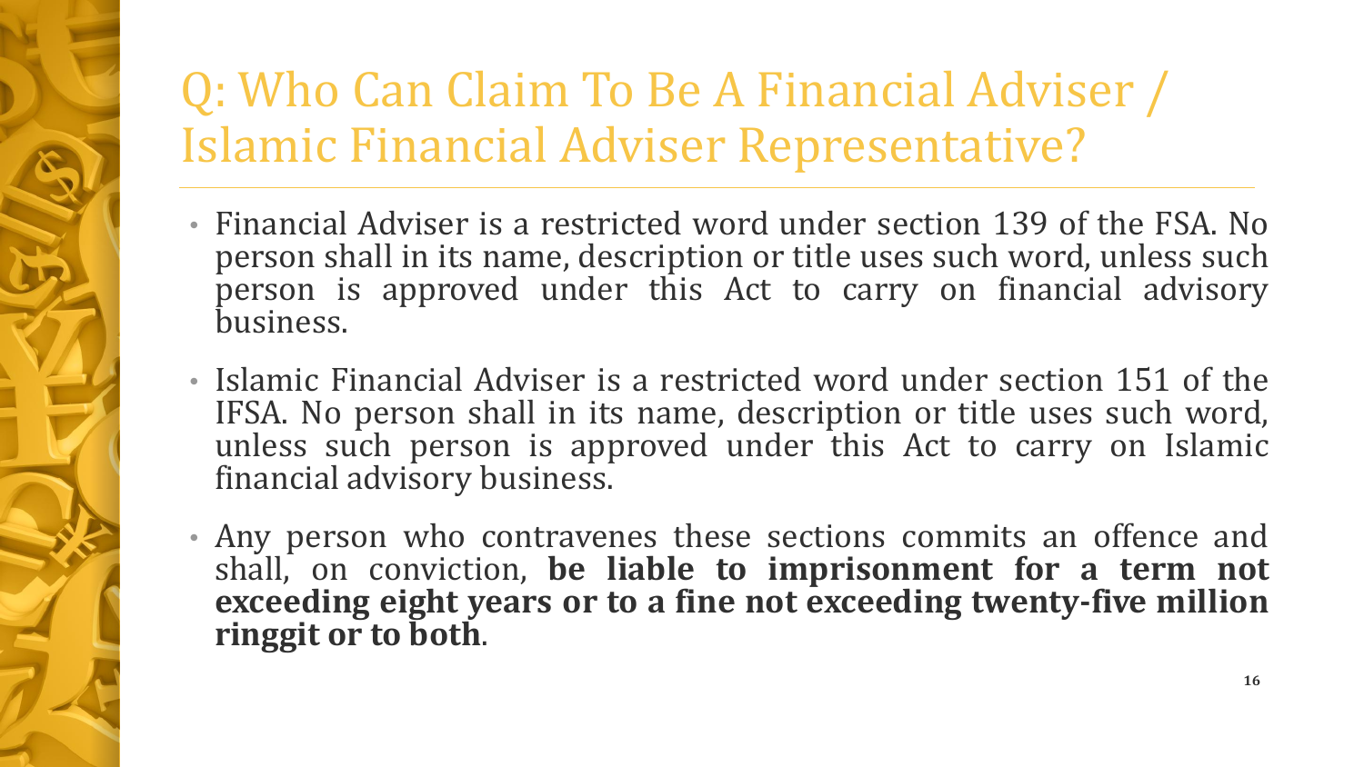# Q: Who Can Claim To Be A Financial Adviser / Islamic Financial Adviser Representative?

- Financial Adviser is a restricted word under section 139 of the FSA. No person shall in its name, description or title uses such word, unless such person is approved under this Act to carry on financial advisory business.
- Islamic Financial Adviser is a restricted word under section 151 of the IFSA. No person shall in its name, description or title uses such word, unless such person is approved under this Act to carry on Islamic financial advisory business.
- Any person who contravenes these sections commits an offence and shall, on conviction, **be liable to imprisonment for a term not exceeding eight years or to a fine not exceeding twenty-five million ringgit or to both**.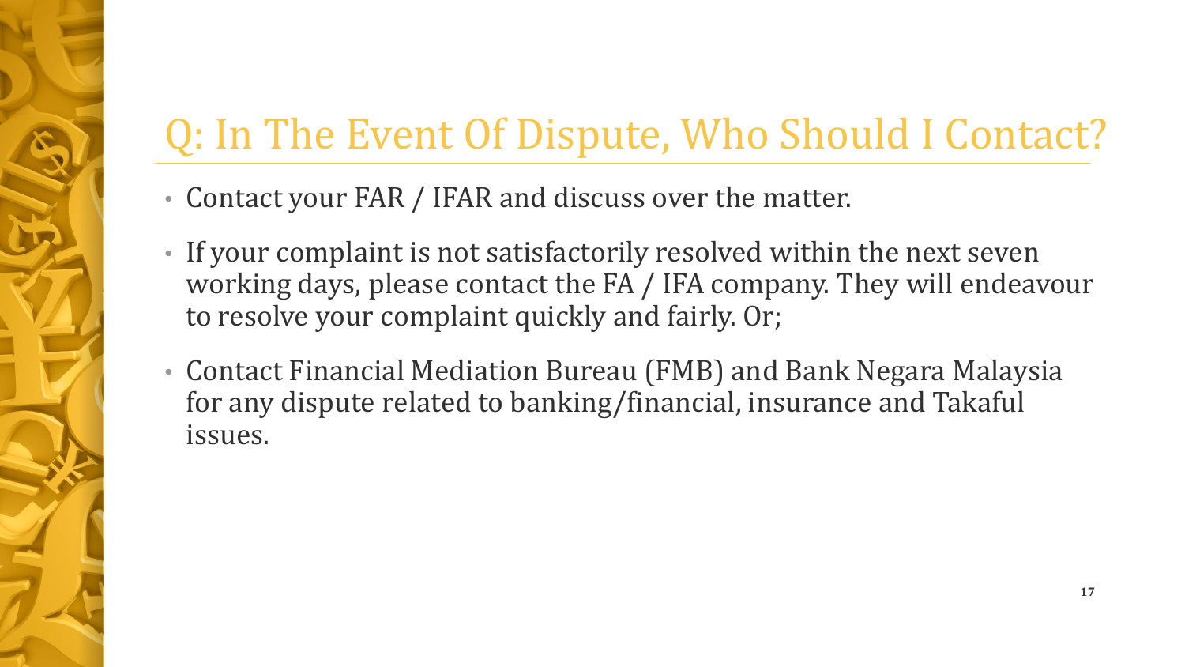# Q: In The Event Of Dispute, Who Should I Contact?

- Contact your FAR / IFAR and discuss over the matter.
- If your complaint is not satisfactorily resolved within the next seven working days, please contact the FA / IFA company. They will endeavour to resolve your complaint quickly and fairly. Or;
- Contact Financial Mediation Bureau (FMB) and Bank Negara Malaysia for any dispute related to banking/financial, insurance and Takaful issues.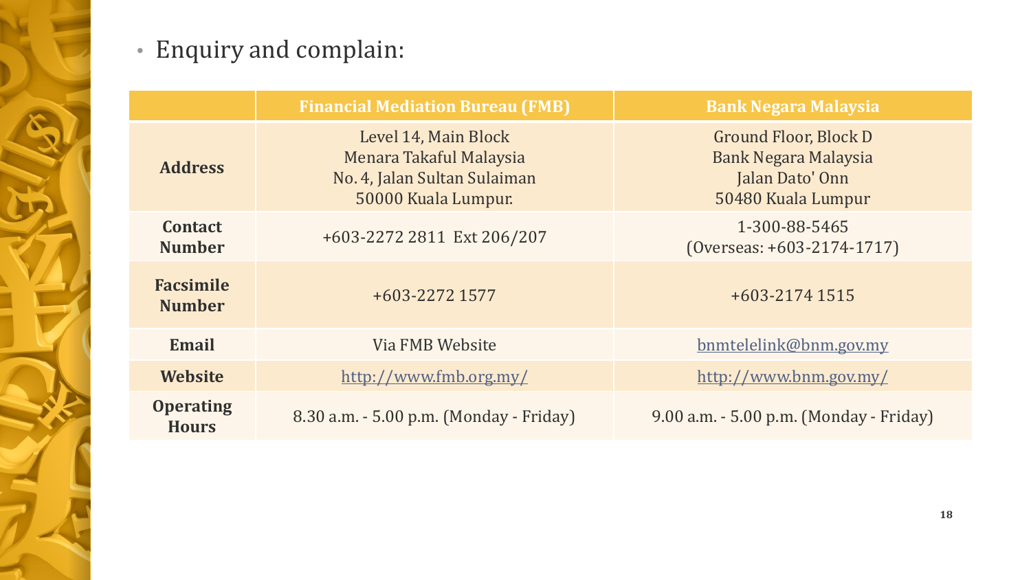- Enquiry and complain:

| | Financial Mediation Bureau (FMB) | Bank Negara Malaysia |
|---|---|---|
| **Address** | Level 14, Main Block<br>Menara Takaful Malaysia<br>No. 4, Jalan Sultan Sulaiman<br>50000 Kuala Lumpur. | Ground Floor, Block D<br>Bank Negara Malaysia<br>Jalan Dato' Onn<br>50480 Kuala Lumpur |
| **Contact Number** | +603-2272 2811 Ext 206/207 | 1-300-88-5465<br>(Overseas: +603-2174-1717) |
| **Facsimile Number** | +603-2272 1577 | +603-2174 1515 |
| **Email** | Via FMB Website | bnmtelelink@bnm.gov.my |
| **Website** | http://www.fmb.org.my/ | http://www.bnm.gov.my/ |
| **Operating Hours** | 8.30 a.m. - 5.00 p.m. (Monday - Friday) | 9.00 a.m. - 5.00 p.m. (Monday - Friday) |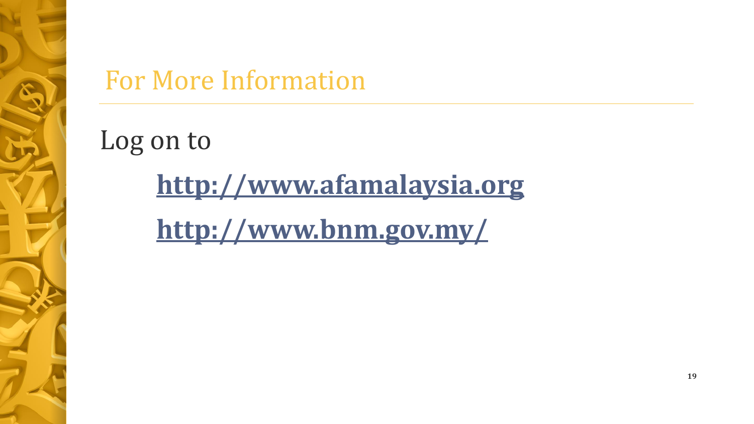# For More Information

Log on to

**http://www.afamalaysia.org**

**http://www.bnm.gov.my/**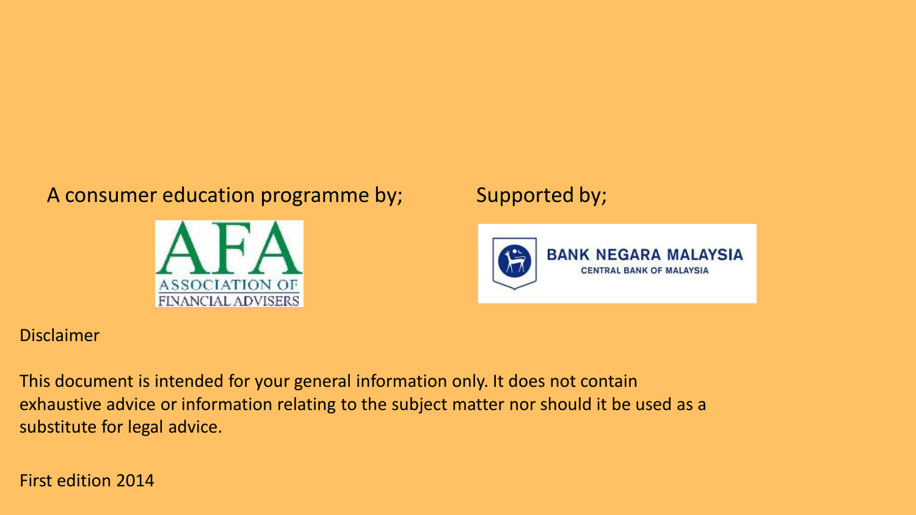A consumer education programme by;

Supported by;

Disclaimer

This document is intended for your general information only. It does not contain exhaustive advice or information relating to the subject matter nor should it be used as a substitute for legal advice.

First edition 2014